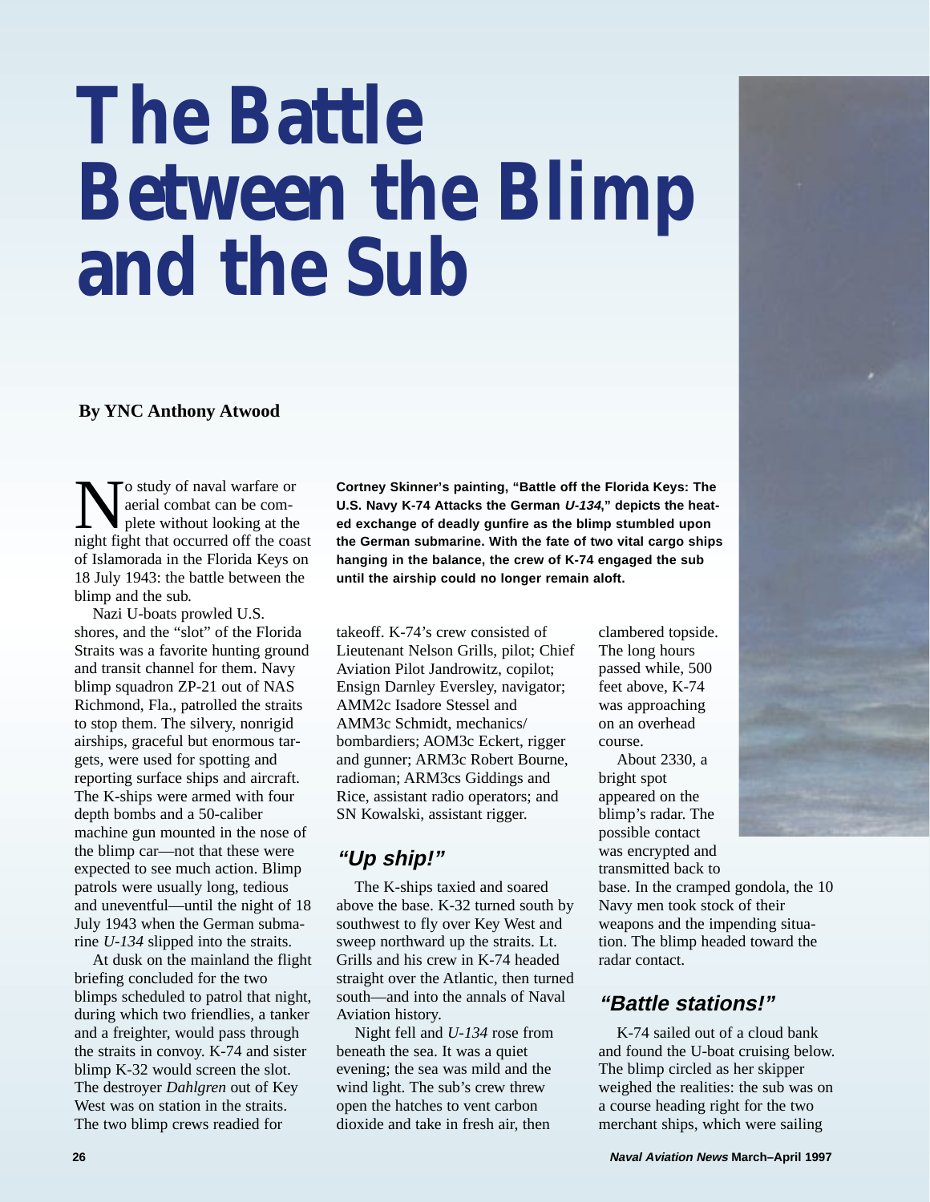# The Battle Between the Blimp and the Sub

**By YNC Anthony Atwood**

**Cortney Skinner's painting, "Battle off the Florida Keys: The U.S. Navy K-74 Attacks the German *U-134*," depicts the heated exchange of deadly gunfire as the blimp stumbled upon the German submarine. With the fate of two vital cargo ships hanging in the balance, the crew of K-74 engaged the sub until the airship could no longer remain aloft.**

No study of naval warfare or aerial combat can be complete without looking at the night fight that occurred off the coast of Islamorada in the Florida Keys on 18 July 1943: the battle between the blimp and the sub.

Nazi U-boats prowled U.S. shores, and the "slot" of the Florida Straits was a favorite hunting ground and transit channel for them. Navy blimp squadron ZP-21 out of NAS Richmond, Fla., patrolled the straits to stop them. The silvery, nonrigid airships, graceful but enormous targets, were used for spotting and reporting surface ships and aircraft. The K-ships were armed with four depth bombs and a 50-caliber machine gun mounted in the nose of the blimp car—not that these were expected to see much action. Blimp patrols were usually long, tedious and uneventful—until the night of 18 July 1943 when the German submarine *U-134* slipped into the straits.

At dusk on the mainland the flight briefing concluded for the two blimps scheduled to patrol that night, during which two friendlies, a tanker and a freighter, would pass through the straits in convoy. K-74 and sister blimp K-32 would screen the slot. The destroyer *Dahlgren* out of Key West was on station in the straits. The two blimp crews readied for takeoff. K-74's crew consisted of Lieutenant Nelson Grills, pilot; Chief Aviation Pilot Jandrowitz, copilot; Ensign Darnley Eversley, navigator; AMM2c Isadore Stessel and AMM3c Schmidt, mechanics/bombardiers; AOM3c Eckert, rigger and gunner; ARM3c Robert Bourne, radioman; ARM3cs Giddings and Rice, assistant radio operators; and SN Kowalski, assistant rigger.

## *"Up ship!"*

The K-ships taxied and soared above the base. K-32 turned south by southwest to fly over Key West and sweep northward up the straits. Lt. Grills and his crew in K-74 headed straight over the Atlantic, then turned south—and into the annals of Naval Aviation history.

Night fell and *U-134* rose from beneath the sea. It was a quiet evening; the sea was mild and the wind light. The sub's crew threw open the hatches to vent carbon dioxide and take in fresh air, then clambered topside. The long hours passed while, 500 feet above, K-74 was approaching on an overhead course.

About 2330, a bright spot appeared on the blimp's radar. The possible contact was encrypted and transmitted back to base. In the cramped gondola, the 10 Navy men took stock of their weapons and the impending situation. The blimp headed toward the radar contact.

## *"Battle stations!"*

K-74 sailed out of a cloud bank and found the U-boat cruising below. The blimp circled as her skipper weighed the realities: the sub was on a course heading right for the two merchant ships, which were sailing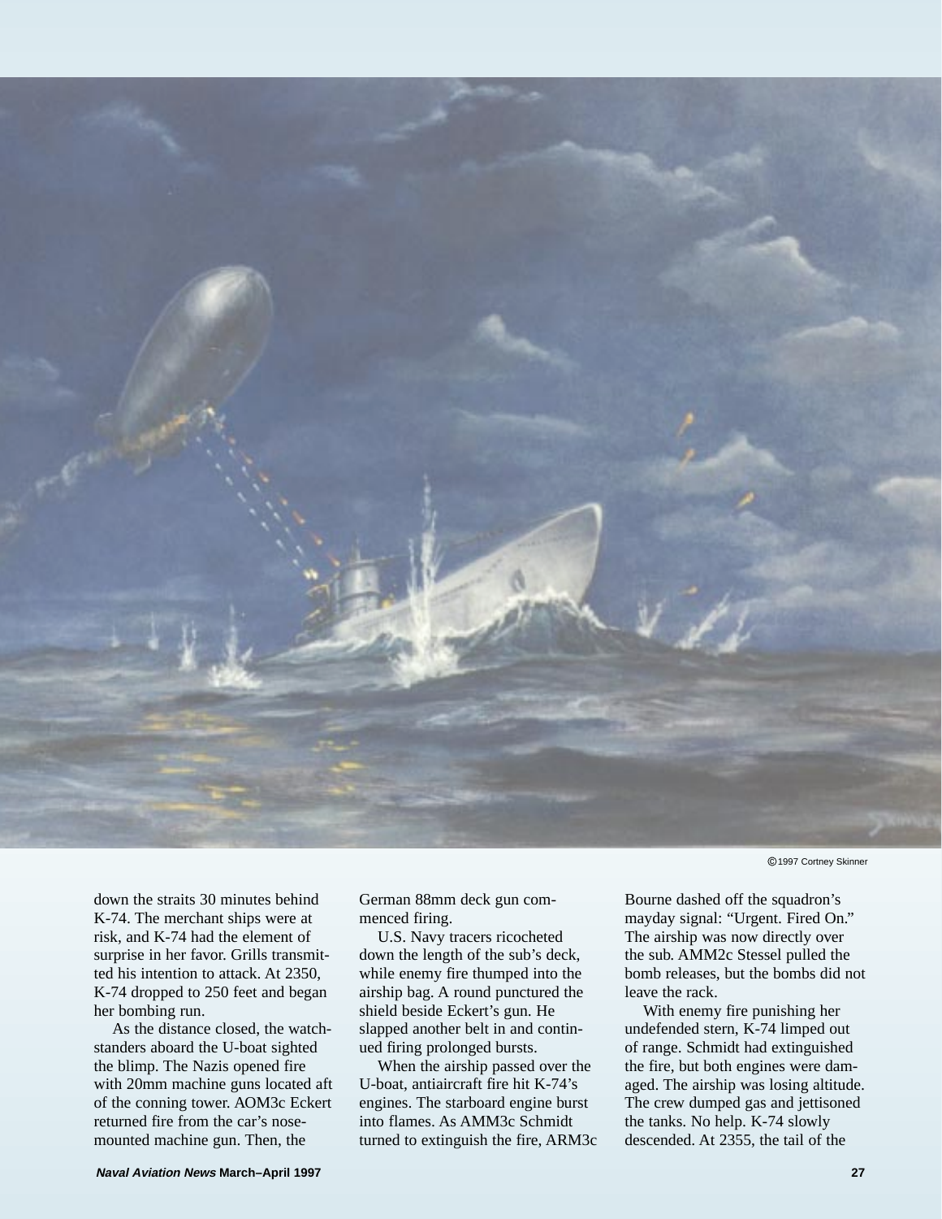©1997 Cortney Skinner

down the straits 30 minutes behind K-74. The merchant ships were at risk, and K-74 had the element of surprise in her favor. Grills transmitted his intention to attack. At 2350, K-74 dropped to 250 feet and began her bombing run.

As the distance closed, the watchstanders aboard the U-boat sighted the blimp. The Nazis opened fire with 20mm machine guns located aft of the conning tower. AOM3c Eckert returned fire from the car's nose-mounted machine gun. Then, the German 88mm deck gun commenced firing.

U.S. Navy tracers ricocheted down the length of the sub's deck, while enemy fire thumped into the airship bag. A round punctured the shield beside Eckert's gun. He slapped another belt in and continued firing prolonged bursts.

When the airship passed over the U-boat, antiaircraft fire hit K-74's engines. The starboard engine burst into flames. As AMM3c Schmidt turned to extinguish the fire, ARM3c Bourne dashed off the squadron's mayday signal: "Urgent. Fired On." The airship was now directly over the sub. AMM2c Stessel pulled the bomb releases, but the bombs did not leave the rack.

With enemy fire punishing her undefended stern, K-74 limped out of range. Schmidt had extinguished the fire, but both engines were damaged. The airship was losing altitude. The crew dumped gas and jettisoned the tanks. No help. K-74 slowly descended. At 2355, the tail of the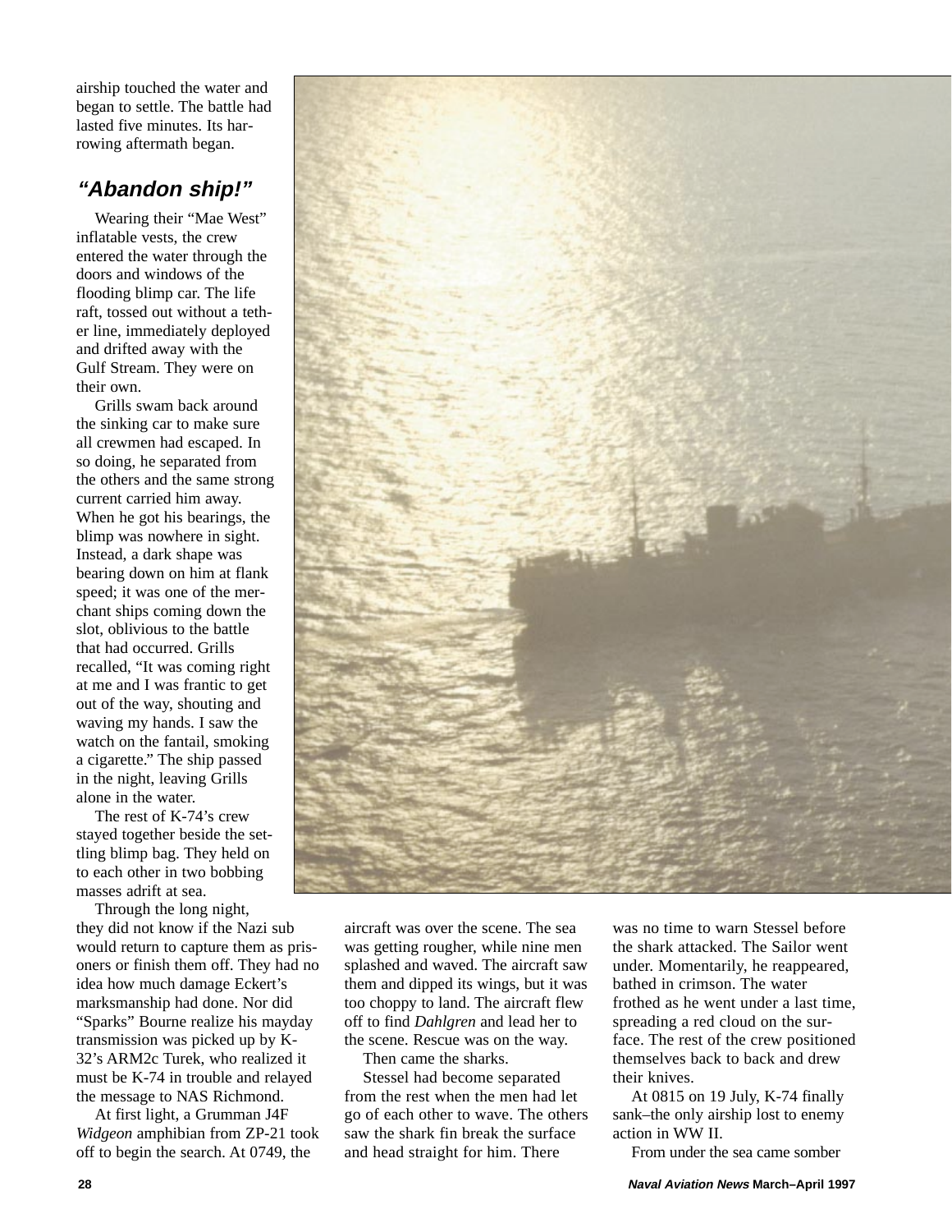airship touched the water and began to settle. The battle had lasted five minutes. Its harrowing aftermath began.

## *"Abandon ship!"*

Wearing their "Mae West" inflatable vests, the crew entered the water through the doors and windows of the flooding blimp car. The life raft, tossed out without a tether line, immediately deployed and drifted away with the Gulf Stream. They were on their own.

Grills swam back around the sinking car to make sure all crewmen had escaped. In so doing, he separated from the others and the same strong current carried him away. When he got his bearings, the blimp was nowhere in sight. Instead, a dark shape was bearing down on him at flank speed; it was one of the merchant ships coming down the slot, oblivious to the battle that had occurred. Grills recalled, "It was coming right at me and I was frantic to get out of the way, shouting and waving my hands. I saw the watch on the fantail, smoking a cigarette." The ship passed in the night, leaving Grills alone in the water.

The rest of K-74's crew stayed together beside the settling blimp bag. They held on to each other in two bobbing masses adrift at sea.

Through the long night, they did not know if the Nazi sub would return to capture them as prisoners or finish them off. They had no idea how much damage Eckert's marksmanship had done. Nor did "Sparks" Bourne realize his mayday transmission was picked up by K-32's ARM2c Turek, who realized it must be K-74 in trouble and relayed the message to NAS Richmond.

At first light, a Grumman J4F *Widgeon* amphibian from ZP-21 took off to begin the search. At 0749, the aircraft was over the scene. The sea was getting rougher, while nine men splashed and waved. The aircraft saw them and dipped its wings, but it was too choppy to land. The aircraft flew off to find *Dahlgren* and lead her to the scene. Rescue was on the way.

Then came the sharks.

Stessel had become separated from the rest when the men had let go of each other to wave. The others saw the shark fin break the surface and head straight for him. There was no time to warn Stessel before the shark attacked. The Sailor went under. Momentarily, he reappeared, bathed in crimson. The water frothed as he went under a last time, spreading a red cloud on the surface. The rest of the crew positioned themselves back to back and drew their knives.

At 0815 on 19 July, K-74 finally sank–the only airship lost to enemy action in WW II.

From under the sea came somber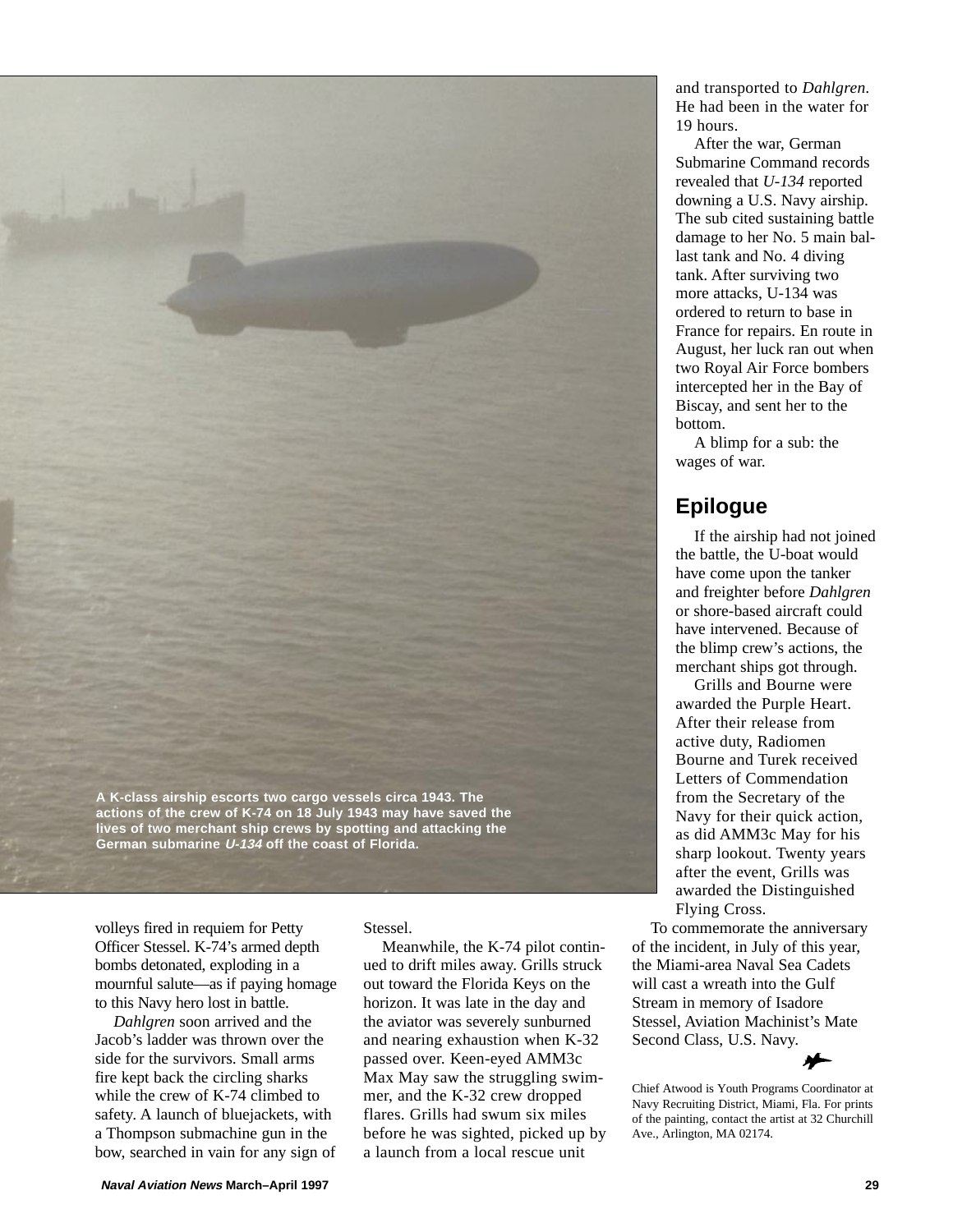A K-class airship escorts two cargo vessels circa 1943. The actions of the crew of K-74 on 18 July 1943 may have saved the lives of two merchant ship crews by spotting and attacking the German submarine *U-134* off the coast of Florida.

volleys fired in requiem for Petty Officer Stessel. K-74's armed depth bombs detonated, exploding in a mournful salute—as if paying homage to this Navy hero lost in battle.

*Dahlgren* soon arrived and the Jacob's ladder was thrown over the side for the survivors. Small arms fire kept back the circling sharks while the crew of K-74 climbed to safety. A launch of bluejackets, with a Thompson submachine gun in the bow, searched in vain for any sign of Stessel.

Meanwhile, the K-74 pilot continued to drift miles away. Grills struck out toward the Florida Keys on the horizon. It was late in the day and the aviator was severely sunburned and nearing exhaustion when K-32 passed over. Keen-eyed AMM3c Max May saw the struggling swimmer, and the K-32 crew dropped flares. Grills had swum six miles before he was sighted, picked up by a launch from a local rescue unit and transported to *Dahlgren*. He had been in the water for 19 hours.

After the war, German Submarine Command records revealed that *U-134* reported downing a U.S. Navy airship. The sub cited sustaining battle damage to her No. 5 main ballast tank and No. 4 diving tank. After surviving two more attacks, U-134 was ordered to return to base in France for repairs. En route in August, her luck ran out when two Royal Air Force bombers intercepted her in the Bay of Biscay, and sent her to the bottom.

A blimp for a sub: the wages of war.

## Epilogue

If the airship had not joined the battle, the U-boat would have come upon the tanker and freighter before *Dahlgren* or shore-based aircraft could have intervened. Because of the blimp crew's actions, the merchant ships got through.

Grills and Bourne were awarded the Purple Heart. After their release from active duty, Radiomen Bourne and Turek received Letters of Commendation from the Secretary of the Navy for their quick action, as did AMM3c May for his sharp lookout. Twenty years after the event, Grills was awarded the Distinguished Flying Cross.

To commemorate the anniversary of the incident, in July of this year, the Miami-area Naval Sea Cadets will cast a wreath into the Gulf Stream in memory of Isadore Stessel, Aviation Machinist's Mate Second Class, U.S. Navy.

Chief Atwood is Youth Programs Coordinator at Navy Recruiting District, Miami, Fla. For prints of the painting, contact the artist at 32 Churchill Ave., Arlington, MA 02174.